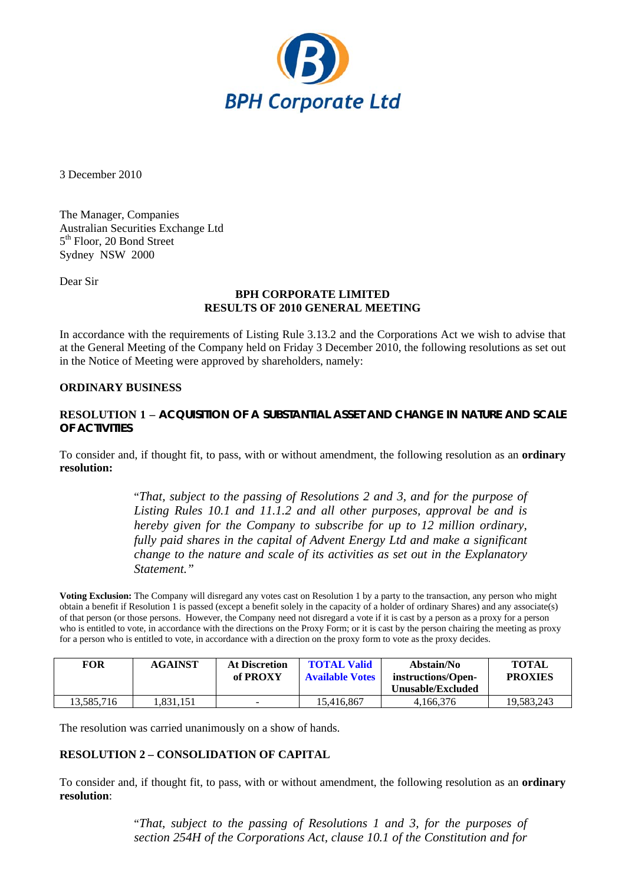**BPH Corporate Ltd**

3 December 2010

The Manager, Companies
Australian Securities Exchange Ltd
5th Floor, 20 Bond Street
Sydney NSW 2000

Dear Sir

**BPH CORPORATE LIMITED**
**RESULTS OF 2010 GENERAL MEETING**

In accordance with the requirements of Listing Rule 3.13.2 and the Corporations Act we wish to advise that at the General Meeting of the Company held on Friday 3 December 2010, the following resolutions as set out in the Notice of Meeting were approved by shareholders, namely:

**ORDINARY BUSINESS**

**RESOLUTION 1 – ACQUISITION OF A SUBSTANTIAL ASSET AND CHANGE IN NATURE AND SCALE OF ACTIVITIES**

To consider and, if thought fit, to pass, with or without amendment, the following resolution as an **ordinary resolution:**

> "*That, subject to the passing of Resolutions 2 and 3, and for the purpose of Listing Rules 10.1 and 11.1.2 and all other purposes, approval be and is hereby given for the Company to subscribe for up to 12 million ordinary, fully paid shares in the capital of Advent Energy Ltd and make a significant change to the nature and scale of its activities as set out in the Explanatory Statement.*"

**Voting Exclusion:** The Company will disregard any votes cast on Resolution 1 by a party to the transaction, any person who might obtain a benefit if Resolution 1 is passed (except a benefit solely in the capacity of a holder of ordinary Shares) and any associate(s) of that person (or those persons. However, the Company need not disregard a vote if it is cast by a person as a proxy for a person who is entitled to vote, in accordance with the directions on the Proxy Form; or it is cast by the person chairing the meeting as proxy for a person who is entitled to vote, in accordance with a direction on the proxy form to vote as the proxy decides.

| FOR | AGAINST | At Discretion of PROXY | TOTAL Valid Available Votes | Abstain/No instructions/Open-Unusable/Excluded | TOTAL PROXIES |
|---|---|---|---|---|---|
| 13,585,716 | 1,831,151 | - | 15,416,867 | 4,166,376 | 19,583,243 |

The resolution was carried unanimously on a show of hands.

**RESOLUTION 2 – CONSOLIDATION OF CAPITAL**

To consider and, if thought fit, to pass, with or without amendment, the following resolution as an **ordinary resolution**:

> "*That, subject to the passing of Resolutions 1 and 3, for the purposes of section 254H of the Corporations Act, clause 10.1 of the Constitution and for*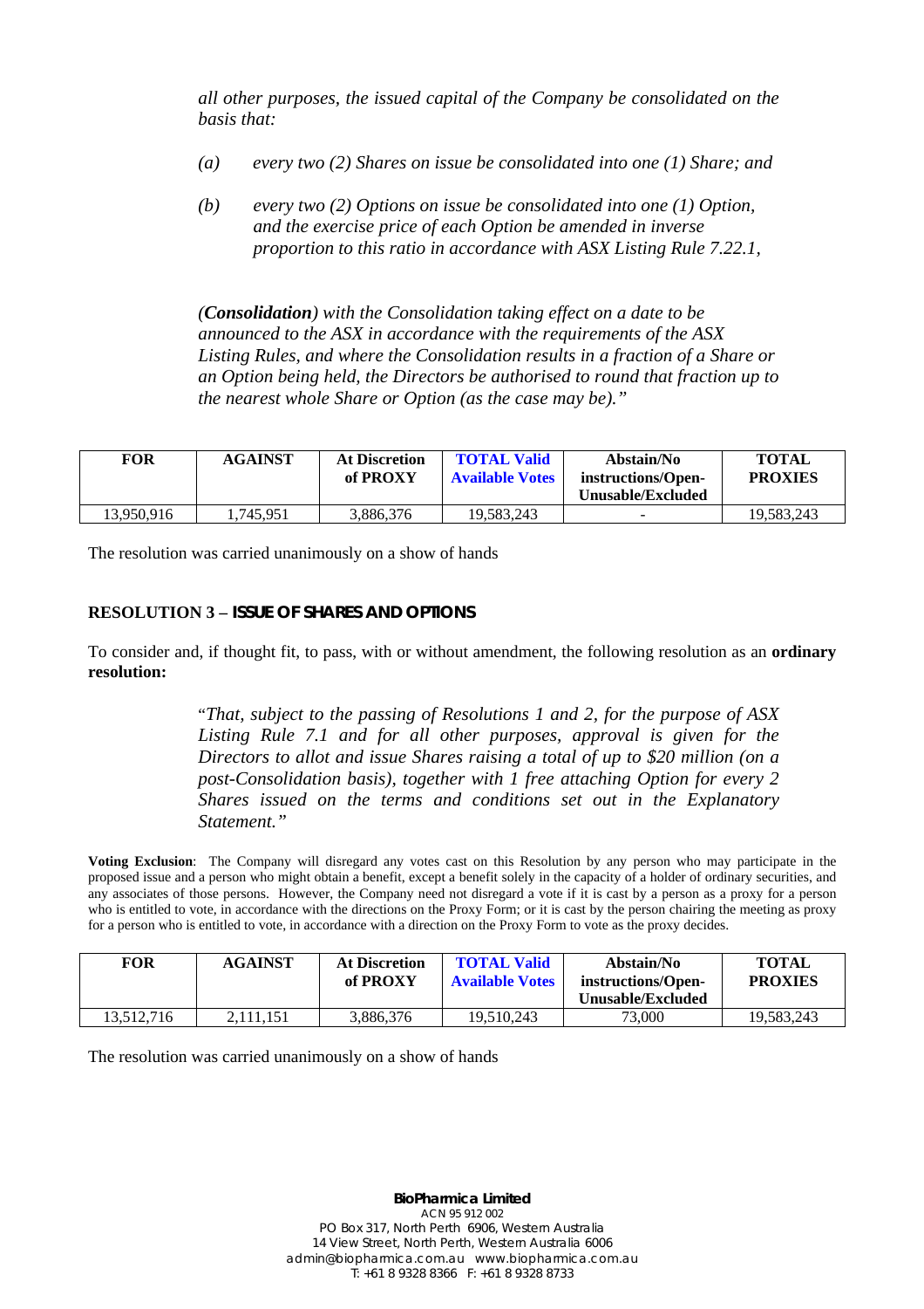*all other purposes, the issued capital of the Company be consolidated on the basis that:*

*(a) every two (2) Shares on issue be consolidated into one (1) Share; and*

*(b) every two (2) Options on issue be consolidated into one (1) Option, and the exercise price of each Option be amended in inverse proportion to this ratio in accordance with ASX Listing Rule 7.22.1,*

*(**Consolidation**) with the Consolidation taking effect on a date to be announced to the ASX in accordance with the requirements of the ASX Listing Rules, and where the Consolidation results in a fraction of a Share or an Option being held, the Directors be authorised to round that fraction up to the nearest whole Share or Option (as the case may be)."*

| FOR | AGAINST | At Discretion of PROXY | TOTAL Valid Available Votes | Abstain/No instructions/Open-Unusable/Excluded | TOTAL PROXIES |
|---|---|---|---|---|---|
| 13,950,916 | 1,745,951 | 3,886,376 | 19,583,243 | - | 19,583,243 |

The resolution was carried unanimously on a show of hands

**RESOLUTION 3 – ISSUE OF SHARES AND OPTIONS**

To consider and, if thought fit, to pass, with or without amendment, the following resolution as an **ordinary resolution:**

*"That, subject to the passing of Resolutions 1 and 2, for the purpose of ASX Listing Rule 7.1 and for all other purposes, approval is given for the Directors to allot and issue Shares raising a total of up to $20 million (on a post-Consolidation basis), together with 1 free attaching Option for every 2 Shares issued on the terms and conditions set out in the Explanatory Statement."*

**Voting Exclusion**: The Company will disregard any votes cast on this Resolution by any person who may participate in the proposed issue and a person who might obtain a benefit, except a benefit solely in the capacity of a holder of ordinary securities, and any associates of those persons. However, the Company need not disregard a vote if it is cast by a person as a proxy for a person who is entitled to vote, in accordance with the directions on the Proxy Form; or it is cast by the person chairing the meeting as proxy for a person who is entitled to vote, in accordance with a direction on the Proxy Form to vote as the proxy decides.

| FOR | AGAINST | At Discretion of PROXY | TOTAL Valid Available Votes | Abstain/No instructions/Open-Unusable/Excluded | TOTAL PROXIES |
|---|---|---|---|---|---|
| 13,512,716 | 2,111,151 | 3,886,376 | 19,510,243 | 73,000 | 19,583,243 |

The resolution was carried unanimously on a show of hands

**BioPharmica Limited**
ACN 95 912 002
PO Box 317, North Perth 6906, Western Australia
14 View Street, North Perth, Western Australia 6006
admin@biopharmica.com.au www.biopharmica.com.au
T: +61 8 9328 8366 F: +61 8 9328 8733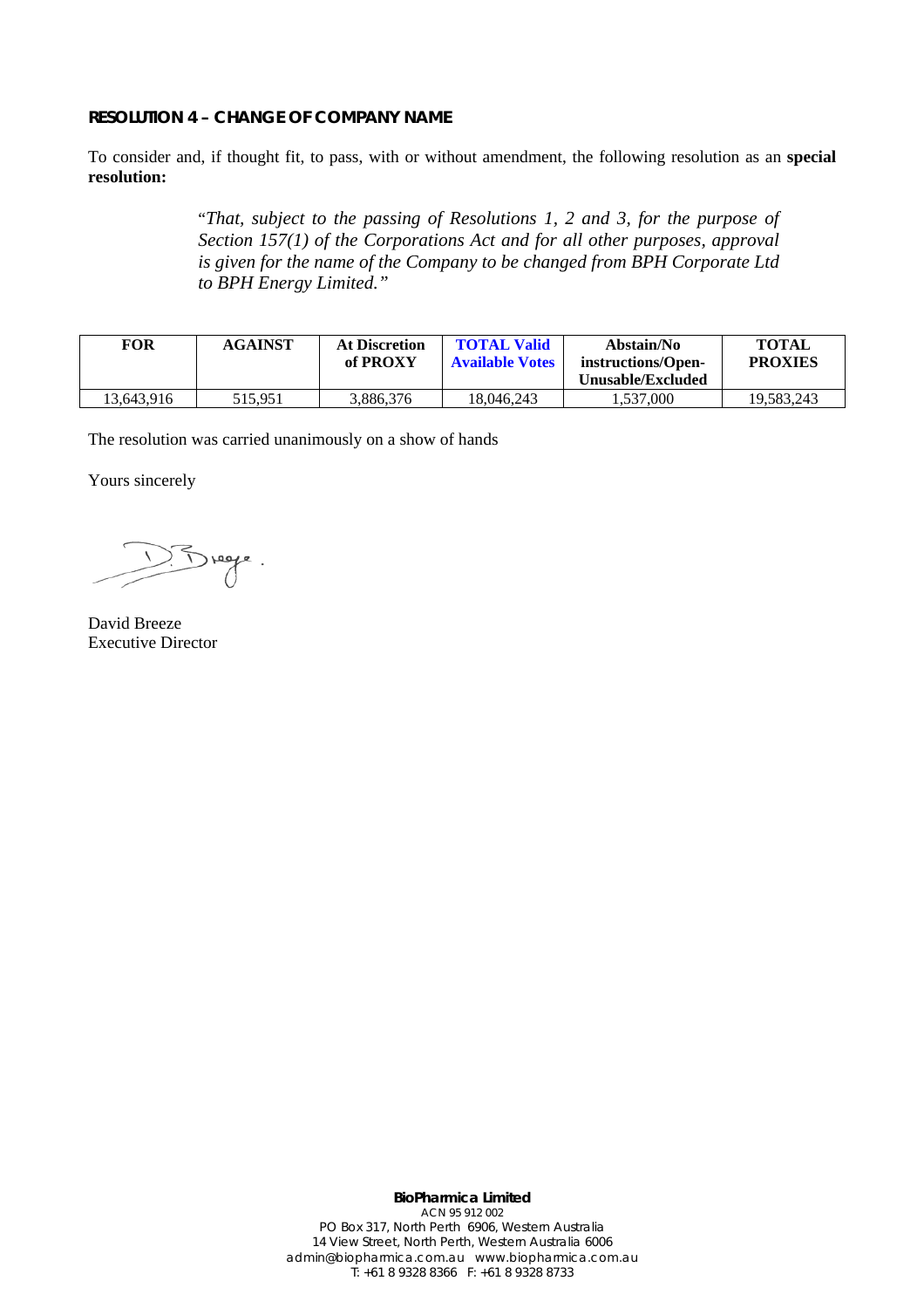**RESOLUTION 4 – CHANGE OF COMPANY NAME**

To consider and, if thought fit, to pass, with or without amendment, the following resolution as an **special resolution:**

> "*That, subject to the passing of Resolutions 1, 2 and 3, for the purpose of Section 157(1) of the Corporations Act and for all other purposes, approval is given for the name of the Company to be changed from BPH Corporate Ltd to BPH Energy Limited.*"

| FOR | AGAINST | At Discretion of PROXY | TOTAL Valid Available Votes | Abstain/No instructions/Open-Unusable/Excluded | TOTAL PROXIES |
|---|---|---|---|---|---|
| 13,643,916 | 515,951 | 3,886,376 | 18,046,243 | 1,537,000 | 19,583,243 |

The resolution was carried unanimously on a show of hands

Yours sincerely

David Breeze
Executive Director

**BioPharmica Limited**
ACN 95 912 002
PO Box 317, North Perth 6906, Western Australia
14 View Street, North Perth, Western Australia 6006
admin@biopharmica.com.au www.biopharmica.com.au
T: +61 8 9328 8366 F: +61 8 9328 8733